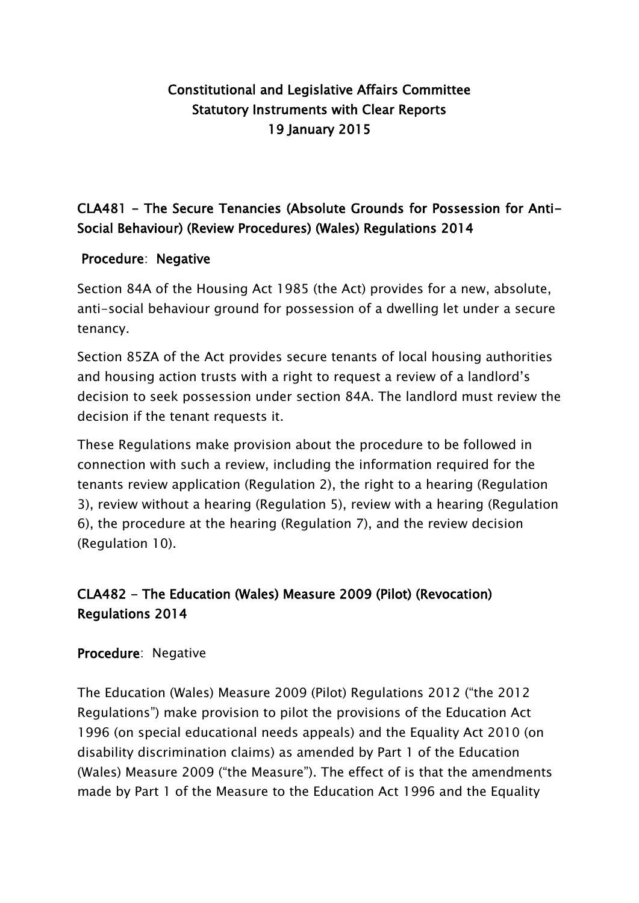# Constitutional and Legislative Affairs Committee
# Statutory Instruments with Clear Reports
# 19 January 2015

## CLA481 - The Secure Tenancies (Absolute Grounds for Possession for Anti-Social Behaviour) (Review Procedures) (Wales) Regulations 2014

**Procedure**: **Negative**

Section 84A of the Housing Act 1985 (the Act) provides for a new, absolute, anti-social behaviour ground for possession of a dwelling let under a secure tenancy.

Section 85ZA of the Act provides secure tenants of local housing authorities and housing action trusts with a right to request a review of a landlord's decision to seek possession under section 84A. The landlord must review the decision if the tenant requests it.

These Regulations make provision about the procedure to be followed in connection with such a review, including the information required for the tenants review application (Regulation 2), the right to a hearing (Regulation 3), review without a hearing (Regulation 5), review with a hearing (Regulation 6), the procedure at the hearing (Regulation 7), and the review decision (Regulation 10).

## CLA482 - The Education (Wales) Measure 2009 (Pilot) (Revocation) Regulations 2014

**Procedure**: Negative

The Education (Wales) Measure 2009 (Pilot) Regulations 2012 ("the 2012 Regulations") make provision to pilot the provisions of the Education Act 1996 (on special educational needs appeals) and the Equality Act 2010 (on disability discrimination claims) as amended by Part 1 of the Education (Wales) Measure 2009 ("the Measure"). The effect of is that the amendments made by Part 1 of the Measure to the Education Act 1996 and the Equality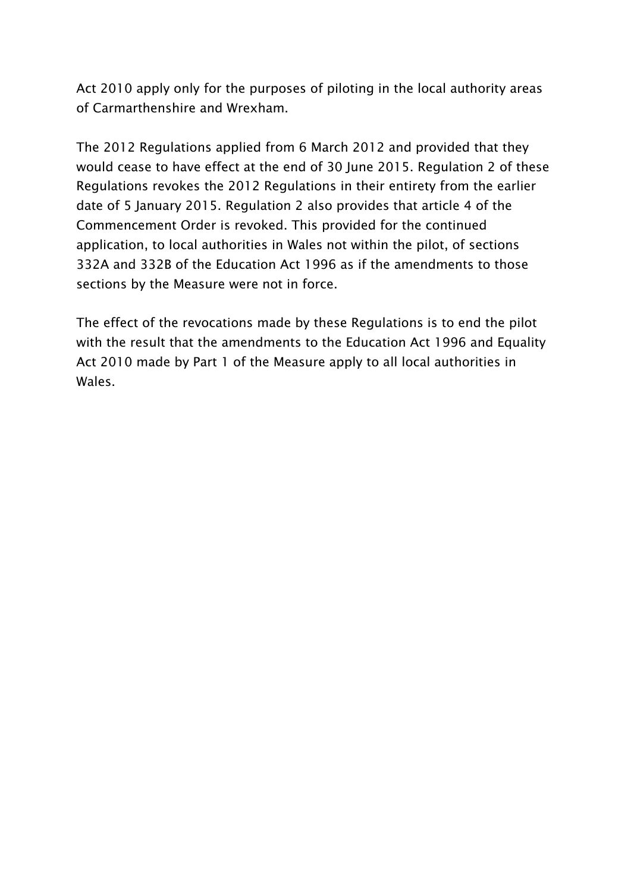Act 2010 apply only for the purposes of piloting in the local authority areas of Carmarthenshire and Wrexham.

The 2012 Regulations applied from 6 March 2012 and provided that they would cease to have effect at the end of 30 June 2015. Regulation 2 of these Regulations revokes the 2012 Regulations in their entirety from the earlier date of 5 January 2015. Regulation 2 also provides that article 4 of the Commencement Order is revoked. This provided for the continued application, to local authorities in Wales not within the pilot, of sections 332A and 332B of the Education Act 1996 as if the amendments to those sections by the Measure were not in force.

The effect of the revocations made by these Regulations is to end the pilot with the result that the amendments to the Education Act 1996 and Equality Act 2010 made by Part 1 of the Measure apply to all local authorities in Wales.